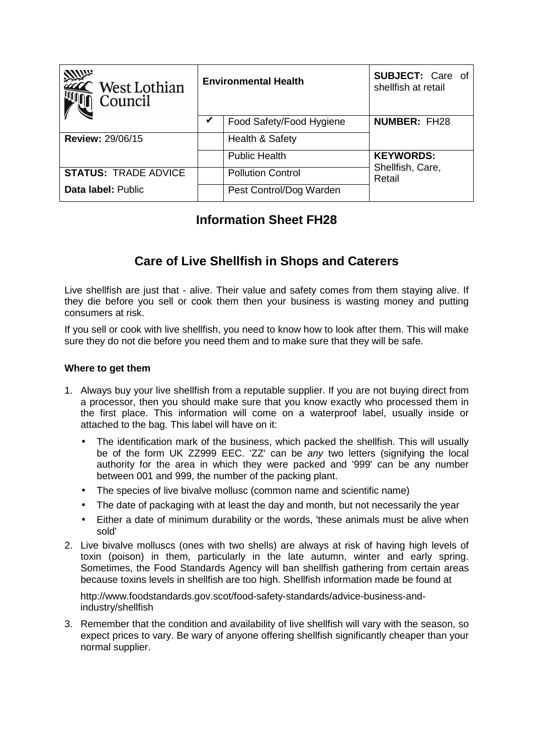| West Lothian Council | Environmental Health | | SUBJECT: Care of shellfish at retail |
|---|---|---|---|
| | ✔ | Food Safety/Food Hygiene | **NUMBER:** FH28 |
| **Review:** 29/06/15 | | Health & Safety | |
| | | Public Health | **KEYWORDS:** Shellfish, Care, Retail |
| **STATUS:** TRADE ADVICE | | Pollution Control | |
| **Data label:** Public | | Pest Control/Dog Warden | |

# Information Sheet FH28

## Care of Live Shellfish in Shops and Caterers

Live shellfish are just that - alive. Their value and safety comes from them staying alive. If they die before you sell or cook them then your business is wasting money and putting consumers at risk.

If you sell or cook with live shellfish, you need to know how to look after them. This will make sure they do not die before you need them and to make sure that they will be safe.

**Where to get them**

1. Always buy your live shellfish from a reputable supplier. If you are not buying direct from a processor, then you should make sure that you know exactly who processed them in the first place. This information will come on a waterproof label, usually inside or attached to the bag. This label will have on it:
   - The identification mark of the business, which packed the shellfish. This will usually be of the form UK ZZ999 EEC. 'ZZ' can be *any* two letters (signifying the local authority for the area in which they were packed and '999' can be any number between 001 and 999, the number of the packing plant.
   - The species of live bivalve mollusc (common name and scientific name)
   - The date of packaging with at least the day and month, but not necessarily the year
   - Either a date of minimum durability or the words, 'these animals must be alive when sold'
2. Live bivalve molluscs (ones with two shells) are always at risk of having high levels of toxin (poison) in them, particularly in the late autumn, winter and early spring. Sometimes, the Food Standards Agency will ban shellfish gathering from certain areas because toxins levels in shellfish are too high. Shellfish information made be found at

   http://www.foodstandards.gov.scot/food-safety-standards/advice-business-and-industry/shellfish
3. Remember that the condition and availability of live shellfish will vary with the season, so expect prices to vary. Be wary of anyone offering shellfish significantly cheaper than your normal supplier.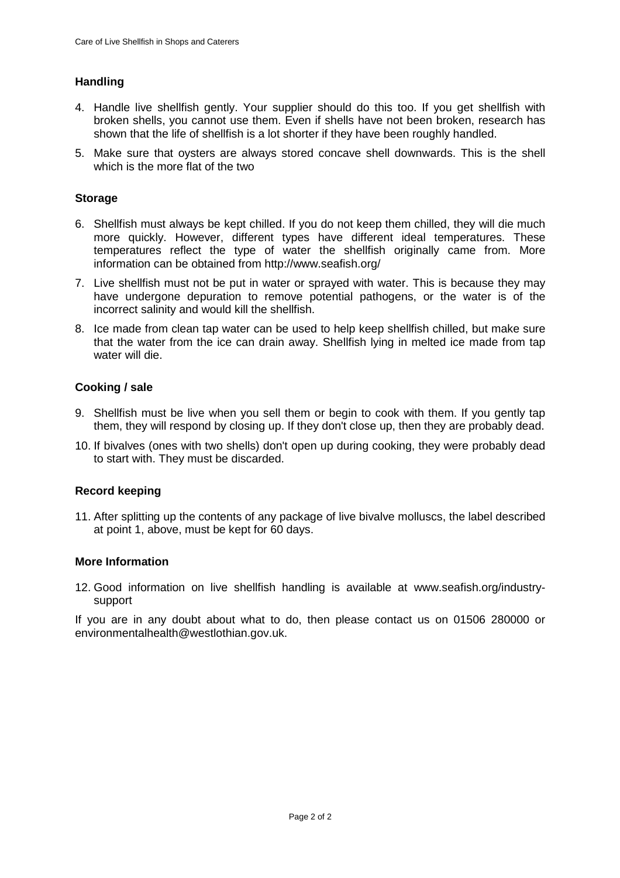## Handling

4. Handle live shellfish gently. Your supplier should do this too. If you get shellfish with broken shells, you cannot use them. Even if shells have not been broken, research has shown that the life of shellfish is a lot shorter if they have been roughly handled.
5. Make sure that oysters are always stored concave shell downwards. This is the shell which is the more flat of the two

## Storage

6. Shellfish must always be kept chilled. If you do not keep them chilled, they will die much more quickly. However, different types have different ideal temperatures. These temperatures reflect the type of water the shellfish originally came from. More information can be obtained from http://www.seafish.org/
7. Live shellfish must not be put in water or sprayed with water. This is because they may have undergone depuration to remove potential pathogens, or the water is of the incorrect salinity and would kill the shellfish.
8. Ice made from clean tap water can be used to help keep shellfish chilled, but make sure that the water from the ice can drain away. Shellfish lying in melted ice made from tap water will die.

## Cooking / sale

9. Shellfish must be live when you sell them or begin to cook with them. If you gently tap them, they will respond by closing up. If they don't close up, then they are probably dead.
10. If bivalves (ones with two shells) don't open up during cooking, they were probably dead to start with. They must be discarded.

## Record keeping

11. After splitting up the contents of any package of live bivalve molluscs, the label described at point 1, above, must be kept for 60 days.

## More Information

12. Good information on live shellfish handling is available at www.seafish.org/industry-support

If you are in any doubt about what to do, then please contact us on 01506 280000 or environmentalhealth@westlothian.gov.uk.